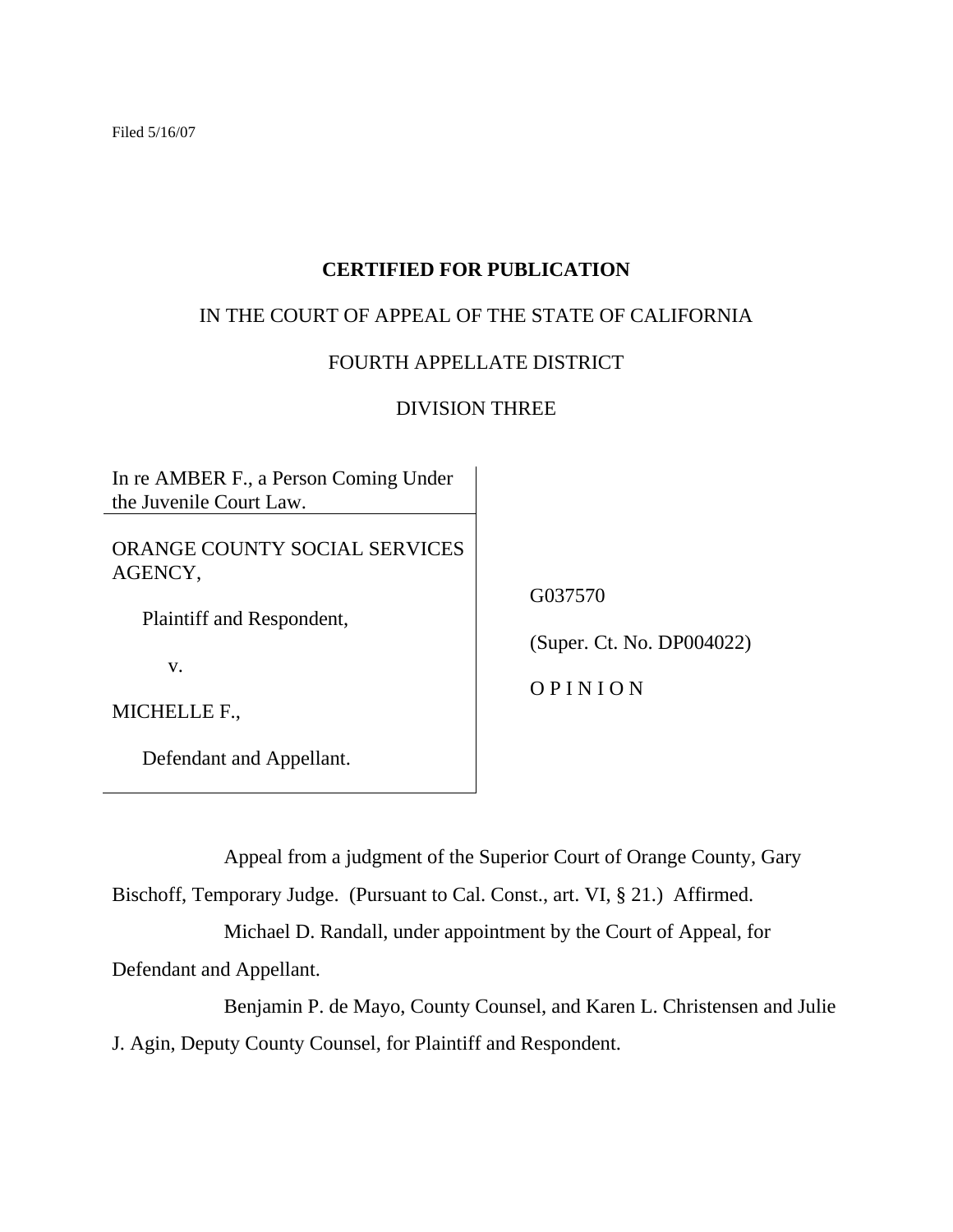Filed 5/16/07

**CERTIFIED FOR PUBLICATION**

IN THE COURT OF APPEAL OF THE STATE OF CALIFORNIA

FOURTH APPELLATE DISTRICT

DIVISION THREE

| | |
|---|---|
| In re AMBER F., a Person Coming Under the Juvenile Court Law. | |
| ORANGE COUNTY SOCIAL SERVICES AGENCY,<br><br>Plaintiff and Respondent,<br><br>v.<br><br>MICHELLE F.,<br><br>Defendant and Appellant. | G037570<br><br>(Super. Ct. No. DP004022)<br><br>O P I N I O N |

Appeal from a judgment of the Superior Court of Orange County, Gary Bischoff, Temporary Judge. (Pursuant to Cal. Const., art. VI, § 21.) Affirmed.

Michael D. Randall, under appointment by the Court of Appeal, for Defendant and Appellant.

Benjamin P. de Mayo, County Counsel, and Karen L. Christensen and Julie J. Agin, Deputy County Counsel, for Plaintiff and Respondent.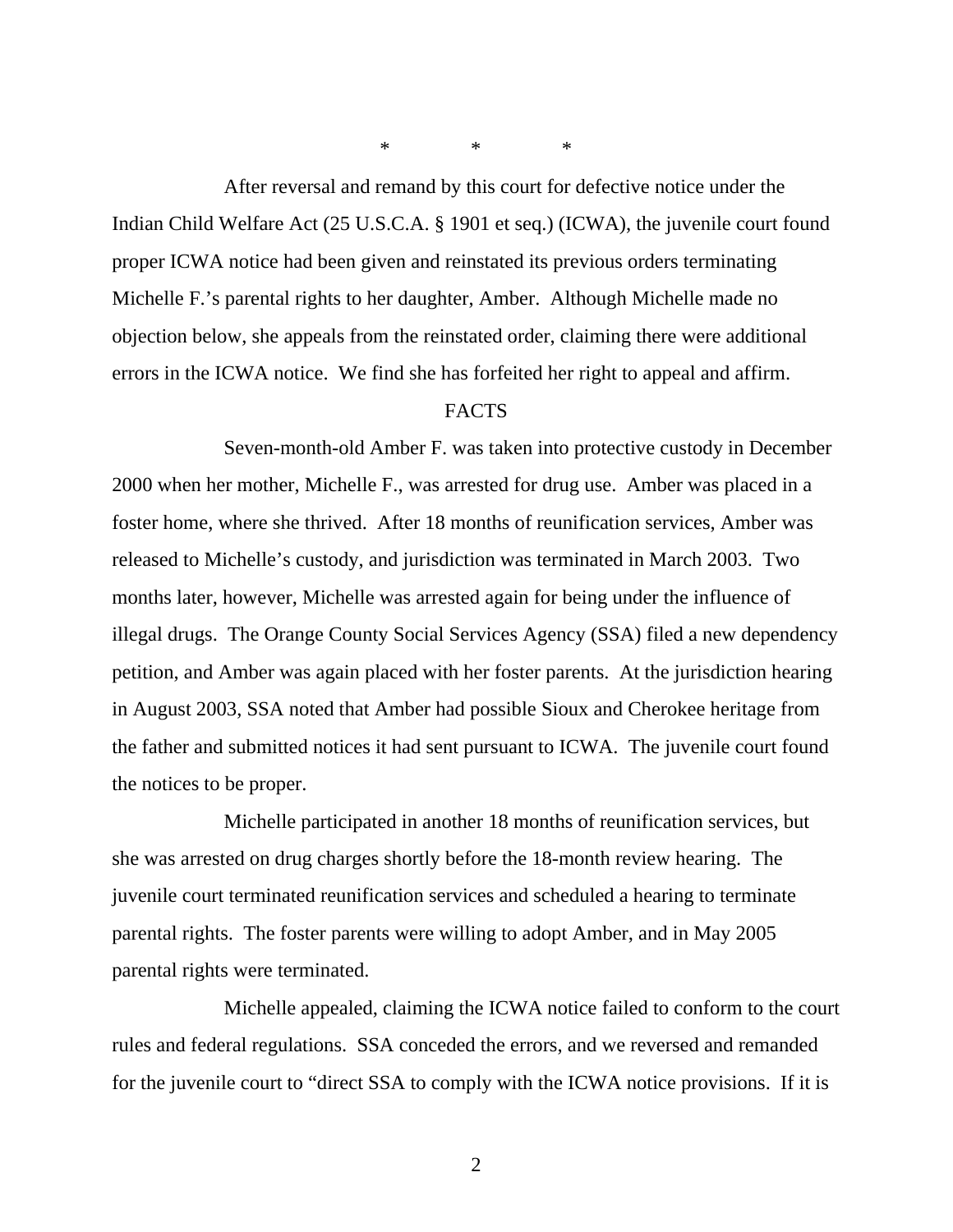\*　　　\*　　　\*

After reversal and remand by this court for defective notice under the Indian Child Welfare Act (25 U.S.C.A. § 1901 et seq.) (ICWA), the juvenile court found proper ICWA notice had been given and reinstated its previous orders terminating Michelle F.'s parental rights to her daughter, Amber. Although Michelle made no objection below, she appeals from the reinstated order, claiming there were additional errors in the ICWA notice. We find she has forfeited her right to appeal and affirm.

## FACTS

Seven-month-old Amber F. was taken into protective custody in December 2000 when her mother, Michelle F., was arrested for drug use. Amber was placed in a foster home, where she thrived. After 18 months of reunification services, Amber was released to Michelle's custody, and jurisdiction was terminated in March 2003. Two months later, however, Michelle was arrested again for being under the influence of illegal drugs. The Orange County Social Services Agency (SSA) filed a new dependency petition, and Amber was again placed with her foster parents. At the jurisdiction hearing in August 2003, SSA noted that Amber had possible Sioux and Cherokee heritage from the father and submitted notices it had sent pursuant to ICWA. The juvenile court found the notices to be proper.

Michelle participated in another 18 months of reunification services, but she was arrested on drug charges shortly before the 18-month review hearing. The juvenile court terminated reunification services and scheduled a hearing to terminate parental rights. The foster parents were willing to adopt Amber, and in May 2005 parental rights were terminated.

Michelle appealed, claiming the ICWA notice failed to conform to the court rules and federal regulations. SSA conceded the errors, and we reversed and remanded for the juvenile court to "direct SSA to comply with the ICWA notice provisions. If it is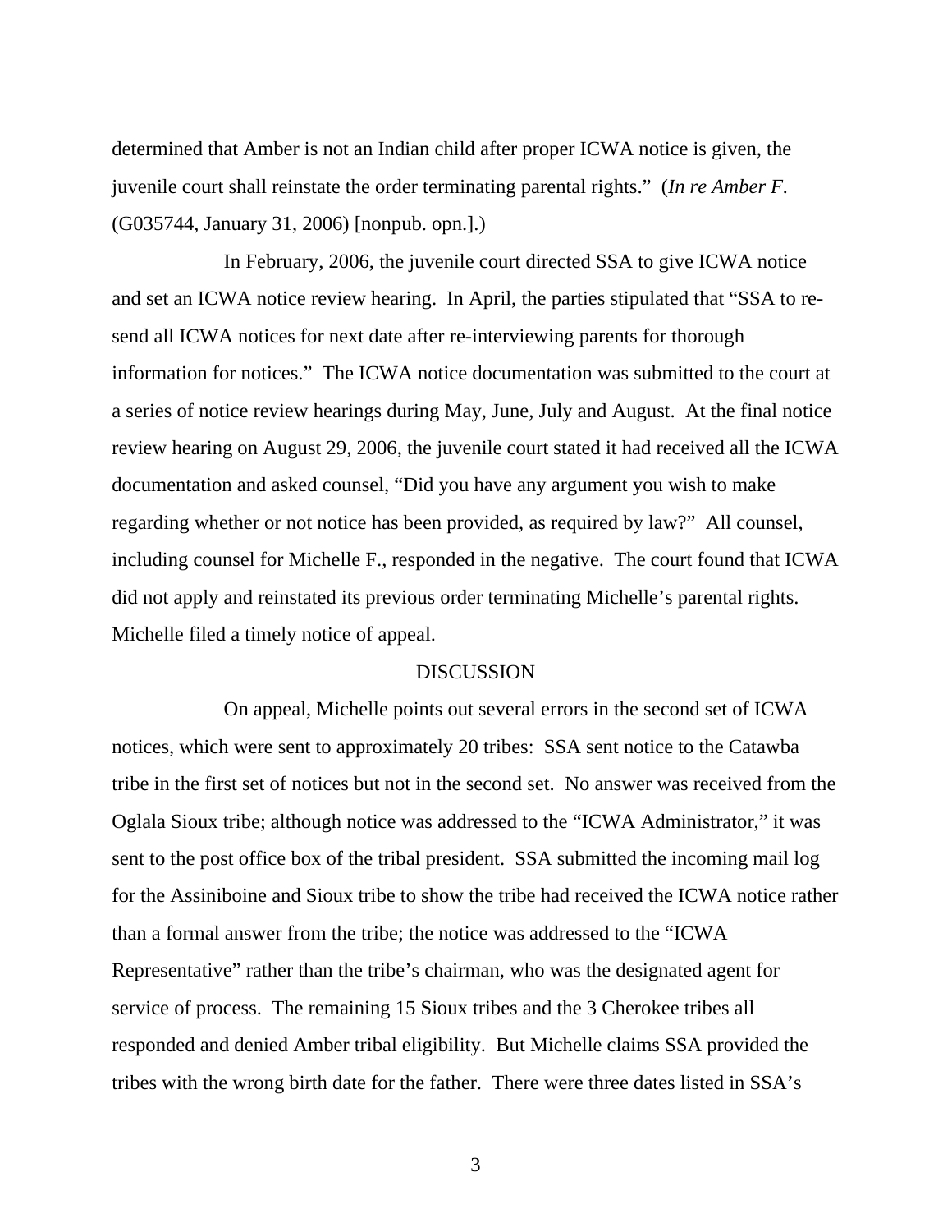determined that Amber is not an Indian child after proper ICWA notice is given, the juvenile court shall reinstate the order terminating parental rights." (*In re Amber F.* (G035744, January 31, 2006) [nonpub. opn.].)

In February, 2006, the juvenile court directed SSA to give ICWA notice and set an ICWA notice review hearing. In April, the parties stipulated that "SSA to re-send all ICWA notices for next date after re-interviewing parents for thorough information for notices." The ICWA notice documentation was submitted to the court at a series of notice review hearings during May, June, July and August. At the final notice review hearing on August 29, 2006, the juvenile court stated it had received all the ICWA documentation and asked counsel, "Did you have any argument you wish to make regarding whether or not notice has been provided, as required by law?" All counsel, including counsel for Michelle F., responded in the negative. The court found that ICWA did not apply and reinstated its previous order terminating Michelle's parental rights. Michelle filed a timely notice of appeal.

## DISCUSSION

On appeal, Michelle points out several errors in the second set of ICWA notices, which were sent to approximately 20 tribes: SSA sent notice to the Catawba tribe in the first set of notices but not in the second set. No answer was received from the Oglala Sioux tribe; although notice was addressed to the "ICWA Administrator," it was sent to the post office box of the tribal president. SSA submitted the incoming mail log for the Assiniboine and Sioux tribe to show the tribe had received the ICWA notice rather than a formal answer from the tribe; the notice was addressed to the "ICWA Representative" rather than the tribe's chairman, who was the designated agent for service of process. The remaining 15 Sioux tribes and the 3 Cherokee tribes all responded and denied Amber tribal eligibility. But Michelle claims SSA provided the tribes with the wrong birth date for the father. There were three dates listed in SSA's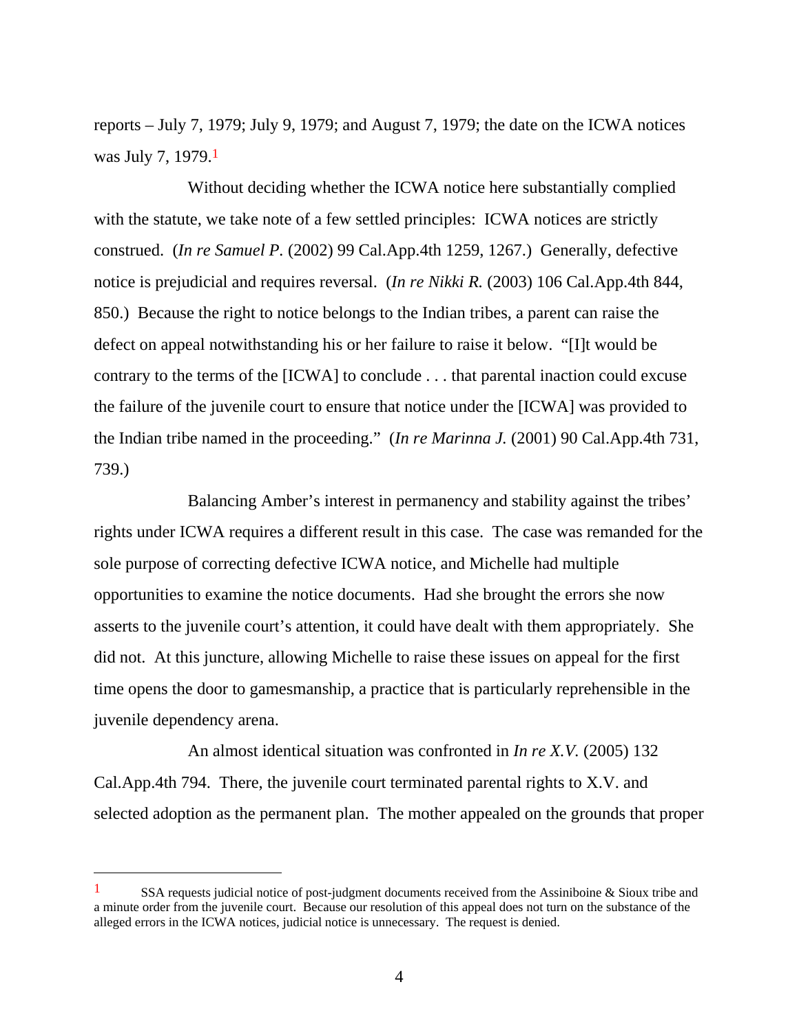reports – July 7, 1979; July 9, 1979; and August 7, 1979; the date on the ICWA notices was July 7, 1979.[1]

Without deciding whether the ICWA notice here substantially complied with the statute, we take note of a few settled principles: ICWA notices are strictly construed. (*In re Samuel P.* (2002) 99 Cal.App.4th 1259, 1267.) Generally, defective notice is prejudicial and requires reversal. (*In re Nikki R.* (2003) 106 Cal.App.4th 844, 850.) Because the right to notice belongs to the Indian tribes, a parent can raise the defect on appeal notwithstanding his or her failure to raise it below. "[I]t would be contrary to the terms of the [ICWA] to conclude . . . that parental inaction could excuse the failure of the juvenile court to ensure that notice under the [ICWA] was provided to the Indian tribe named in the proceeding." (*In re Marinna J.* (2001) 90 Cal.App.4th 731, 739.)

Balancing Amber's interest in permanency and stability against the tribes' rights under ICWA requires a different result in this case. The case was remanded for the sole purpose of correcting defective ICWA notice, and Michelle had multiple opportunities to examine the notice documents. Had she brought the errors she now asserts to the juvenile court's attention, it could have dealt with them appropriately. She did not. At this juncture, allowing Michelle to raise these issues on appeal for the first time opens the door to gamesmanship, a practice that is particularly reprehensible in the juvenile dependency arena.

An almost identical situation was confronted in *In re X.V.* (2005) 132 Cal.App.4th 794. There, the juvenile court terminated parental rights to X.V. and selected adoption as the permanent plan. The mother appealed on the grounds that proper

---

[1] SSA requests judicial notice of post-judgment documents received from the Assiniboine & Sioux tribe and a minute order from the juvenile court. Because our resolution of this appeal does not turn on the substance of the alleged errors in the ICWA notices, judicial notice is unnecessary. The request is denied.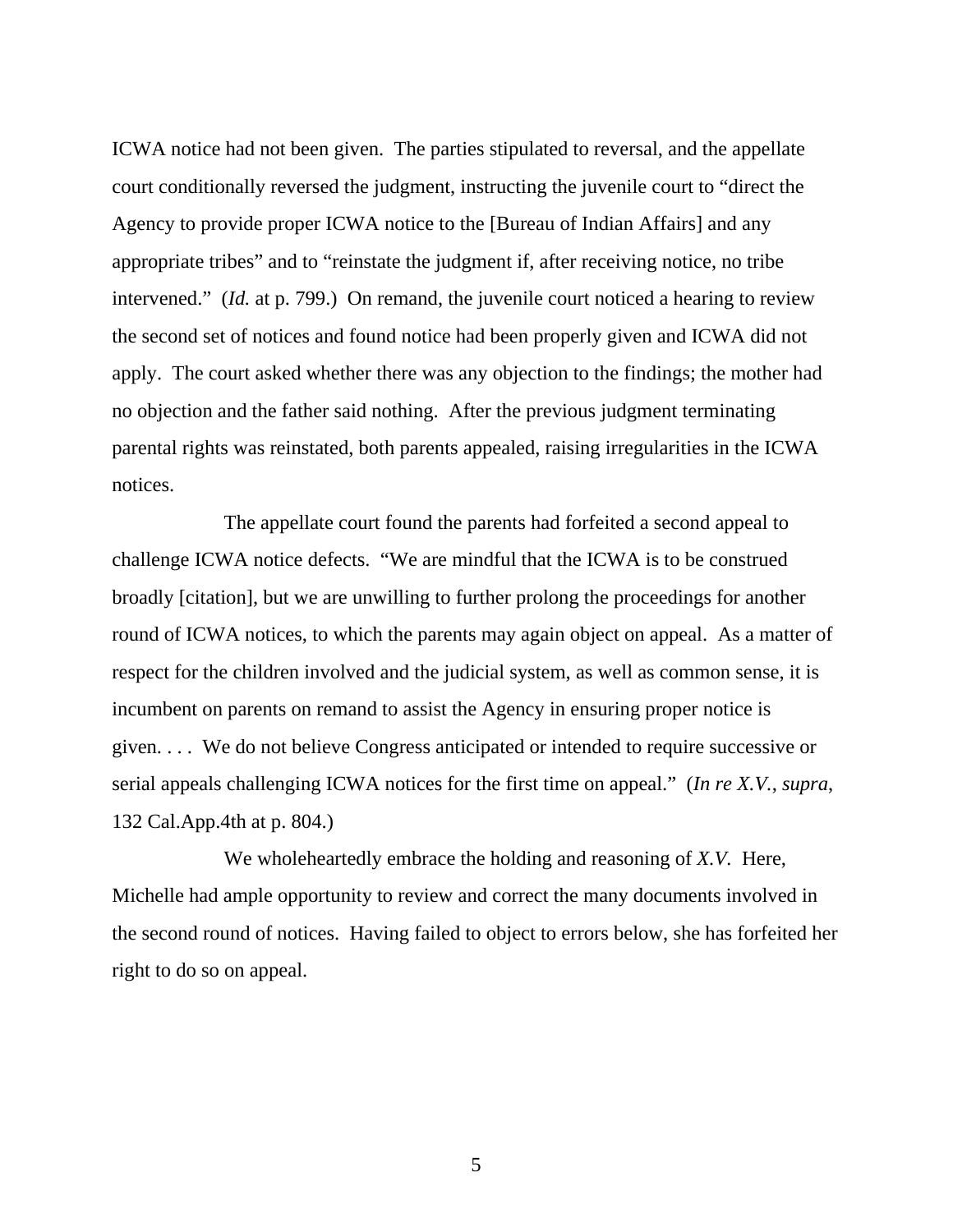ICWA notice had not been given. The parties stipulated to reversal, and the appellate court conditionally reversed the judgment, instructing the juvenile court to "direct the Agency to provide proper ICWA notice to the [Bureau of Indian Affairs] and any appropriate tribes" and to "reinstate the judgment if, after receiving notice, no tribe intervened." (*Id.* at p. 799.) On remand, the juvenile court noticed a hearing to review the second set of notices and found notice had been properly given and ICWA did not apply. The court asked whether there was any objection to the findings; the mother had no objection and the father said nothing. After the previous judgment terminating parental rights was reinstated, both parents appealed, raising irregularities in the ICWA notices.

The appellate court found the parents had forfeited a second appeal to challenge ICWA notice defects. "We are mindful that the ICWA is to be construed broadly [citation], but we are unwilling to further prolong the proceedings for another round of ICWA notices, to which the parents may again object on appeal. As a matter of respect for the children involved and the judicial system, as well as common sense, it is incumbent on parents on remand to assist the Agency in ensuring proper notice is given. . . . We do not believe Congress anticipated or intended to require successive or serial appeals challenging ICWA notices for the first time on appeal." (*In re X.V.*, *supra*, 132 Cal.App.4th at p. 804.)

We wholeheartedly embrace the holding and reasoning of *X.V.* Here, Michelle had ample opportunity to review and correct the many documents involved in the second round of notices. Having failed to object to errors below, she has forfeited her right to do so on appeal.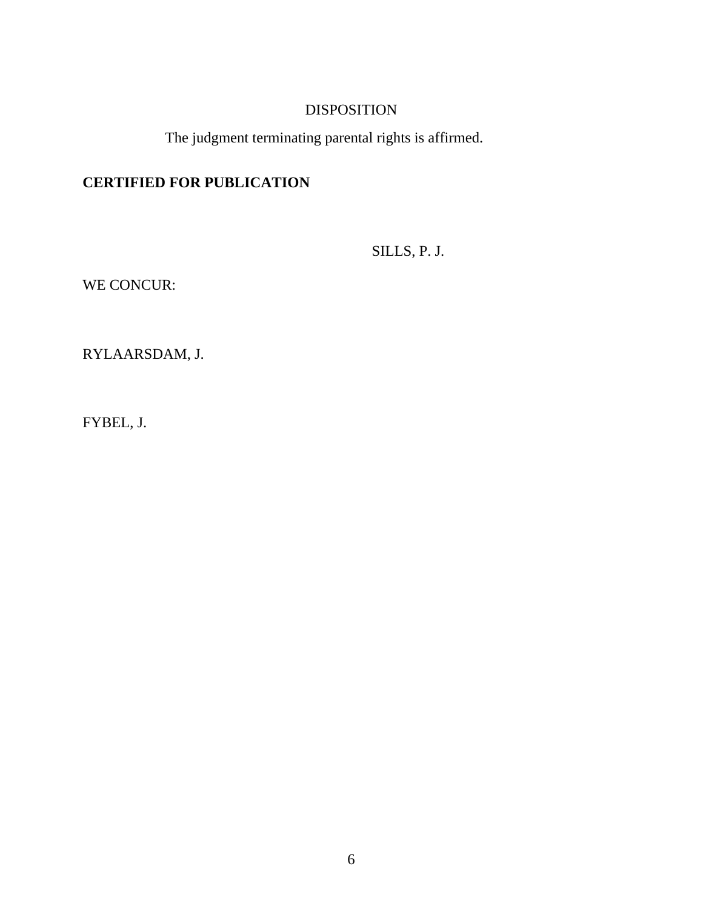## DISPOSITION

The judgment terminating parental rights is affirmed.

**CERTIFIED FOR PUBLICATION**

SILLS, P. J.

WE CONCUR:

RYLAARSDAM, J.

FYBEL, J.